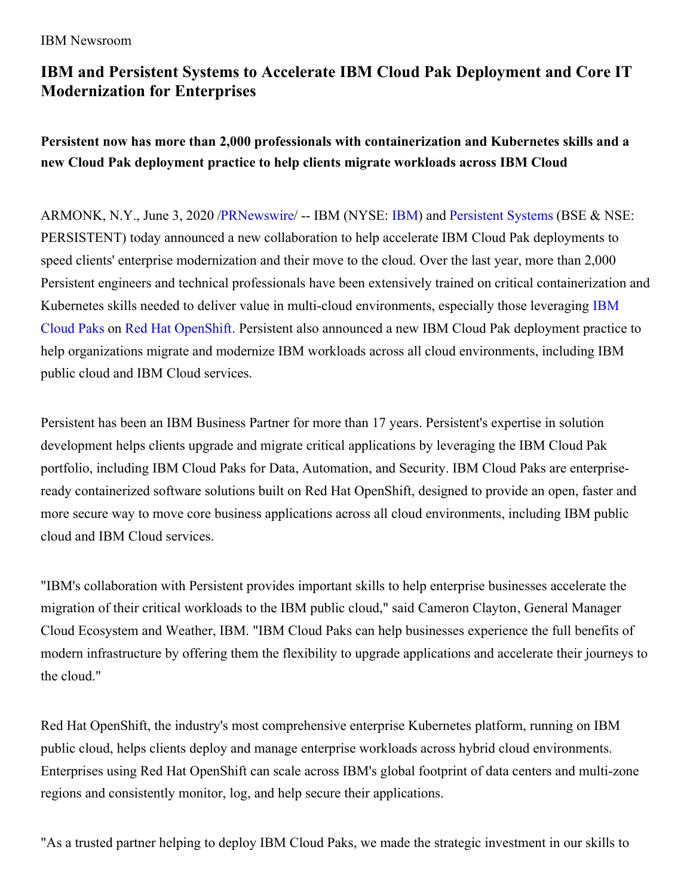IBM Newsroom

# IBM and Persistent Systems to Accelerate IBM Cloud Pak Deployment and Core IT Modernization for Enterprises

### Persistent now has more than 2,000 professionals with containerization and Kubernetes skills and a new Cloud Pak deployment practice to help clients migrate workloads across IBM Cloud

ARMONK, N.Y., June 3, 2020 /PRNewswire/ -- IBM (NYSE: IBM) and Persistent Systems (BSE & NSE: PERSISTENT) today announced a new collaboration to help accelerate IBM Cloud Pak deployments to speed clients' enterprise modernization and their move to the cloud. Over the last year, more than 2,000 Persistent engineers and technical professionals have been extensively trained on critical containerization and Kubernetes skills needed to deliver value in multi-cloud environments, especially those leveraging IBM Cloud Paks on Red Hat OpenShift. Persistent also announced a new IBM Cloud Pak deployment practice to help organizations migrate and modernize IBM workloads across all cloud environments, including IBM public cloud and IBM Cloud services.

Persistent has been an IBM Business Partner for more than 17 years. Persistent's expertise in solution development helps clients upgrade and migrate critical applications by leveraging the IBM Cloud Pak portfolio, including IBM Cloud Paks for Data, Automation, and Security. IBM Cloud Paks are enterprise-ready containerized software solutions built on Red Hat OpenShift, designed to provide an open, faster and more secure way to move core business applications across all cloud environments, including IBM public cloud and IBM Cloud services.

"IBM's collaboration with Persistent provides important skills to help enterprise businesses accelerate the migration of their critical workloads to the IBM public cloud," said Cameron Clayton, General Manager Cloud Ecosystem and Weather, IBM. "IBM Cloud Paks can help businesses experience the full benefits of modern infrastructure by offering them the flexibility to upgrade applications and accelerate their journeys to the cloud."

Red Hat OpenShift, the industry's most comprehensive enterprise Kubernetes platform, running on IBM public cloud, helps clients deploy and manage enterprise workloads across hybrid cloud environments. Enterprises using Red Hat OpenShift can scale across IBM's global footprint of data centers and multi-zone regions and consistently monitor, log, and help secure their applications.

"As a trusted partner helping to deploy IBM Cloud Paks, we made the strategic investment in our skills to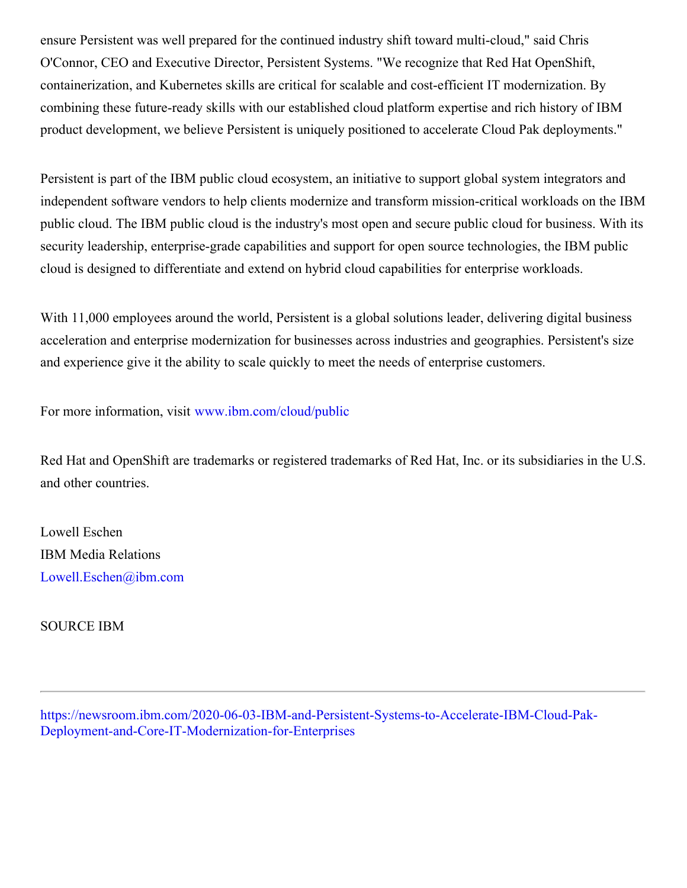ensure Persistent was well prepared for the continued industry shift toward multi-cloud," said Chris O'Connor, CEO and Executive Director, Persistent Systems. "We recognize that Red Hat OpenShift, containerization, and Kubernetes skills are critical for scalable and cost-efficient IT modernization. By combining these future-ready skills with our established cloud platform expertise and rich history of IBM product development, we believe Persistent is uniquely positioned to accelerate Cloud Pak deployments."

Persistent is part of the IBM public cloud ecosystem, an initiative to support global system integrators and independent software vendors to help clients modernize and transform mission-critical workloads on the IBM public cloud. The IBM public cloud is the industry's most open and secure public cloud for business. With its security leadership, enterprise-grade capabilities and support for open source technologies, the IBM public cloud is designed to differentiate and extend on hybrid cloud capabilities for enterprise workloads.

With 11,000 employees around the world, Persistent is a global solutions leader, delivering digital business acceleration and enterprise modernization for businesses across industries and geographies. Persistent's size and experience give it the ability to scale quickly to meet the needs of enterprise customers.

For more information, visit www.ibm.com/cloud/public

Red Hat and OpenShift are trademarks or registered trademarks of Red Hat, Inc. or its subsidiaries in the U.S. and other countries.

Lowell Eschen
IBM Media Relations
Lowell.Eschen@ibm.com

SOURCE IBM

---

https://newsroom.ibm.com/2020-06-03-IBM-and-Persistent-Systems-to-Accelerate-IBM-Cloud-Pak-Deployment-and-Core-IT-Modernization-for-Enterprises